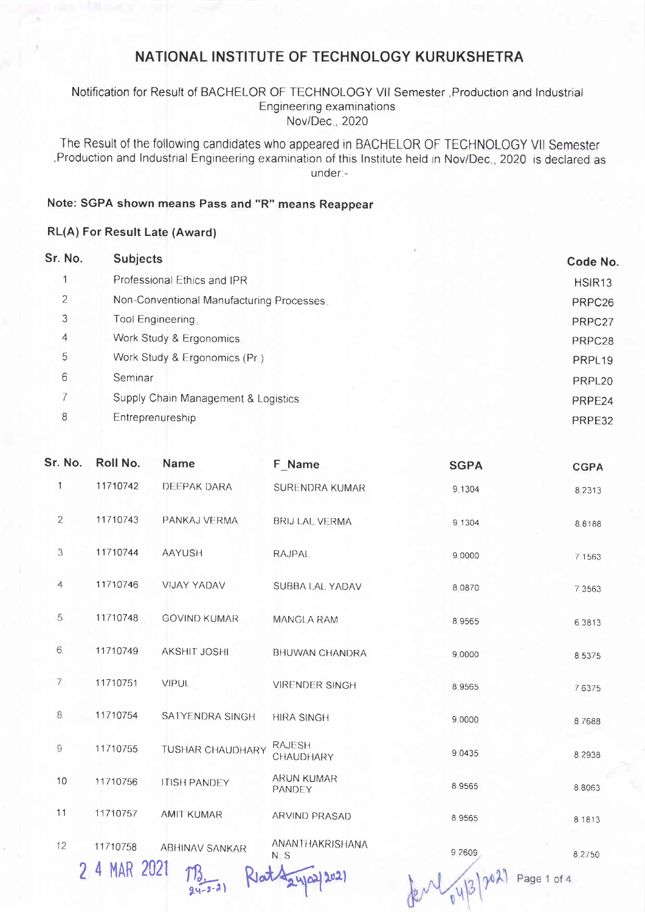# NATIONAL INSTITUTE OF TECHNOLOGY KURUKSHETRA

Notification for Result of BACHELOR OF TECHNOLOGY VII Semester ,Production and Industrial Engineering examinations
Nov/Dec., 2020

The Result of the following candidates who appeared in BACHELOR OF TECHNOLOGY VII Semester ,Production and Industrial Engineering examination of this Institute held in Nov/Dec., 2020 is declared as under:-

**Note: SGPA shown means Pass and "R" means Reappear**

**RL(A) For Result Late (Award)**

| Sr. No. | Subjects | Code No. |
|---|---|---|
| 1 | Professional Ethics and IPR | HSIR13 |
| 2 | Non-Conventional Manufacturing Processes. | PRPC26 |
| 3 | Tool Engineering. | PRPC27 |
| 4 | Work Study & Ergonomics. | PRPC28 |
| 5 | Work Study & Ergonomics (Pr.) | PRPL19 |
| 6 | Seminar. | PRPL20 |
| 7 | Supply Chain Management & Logistics | PRPE24 |
| 8 | Entreprenureship | PRPE32 |

| Sr. No. | Roll No. | Name | F_Name | SGPA | CGPA |
|---|---|---|---|---|---|
| 1 | 11710742 | DEEPAK DARA | SURENDRA KUMAR | 9.1304 | 8.2313 |
| 2 | 11710743 | PANKAJ VERMA | BRIJ LAL VERMA | 9.1304 | 8.8188 |
| 3 | 11710744 | AAYUSH | RAJPAL | 9.0000 | 7.1563 |
| 4 | 11710746 | VIJAY YADAV | SUBBA LAL YADAV | 8.0870 | 7.3563 |
| 5 | 11710748 | GOVIND KUMAR | MANGLA RAM | 8.9565 | 6.3813 |
| 6 | 11710749 | AKSHIT JOSHI | BHUWAN CHANDRA | 9.0000 | 8.5375 |
| 7 | 11710751 | VIPUL | VIRENDER SINGH | 8.9565 | 7.6375 |
| 8 | 11710754 | SATYENDRA SINGH | HIRA SINGH | 9.0000 | 8.7688 |
| 9 | 11710755 | TUSHAR CHAUDHARY | RAJESH CHAUDHARY | 9.0435 | 8.2938 |
| 10 | 11710756 | ITISH PANDEY | ARUN KUMAR PANDEY | 8.9565 | 8.8063 |
| 11 | 11710757 | AMIT KUMAR | ARVIND PRASAD | 8.9565 | 8.1813 |
| 12 | 11710758 | ABHINAV SANKAR | ANANTHAKRISHANA N.S | 9.2609 | 8.2750 |

24 MAR 2021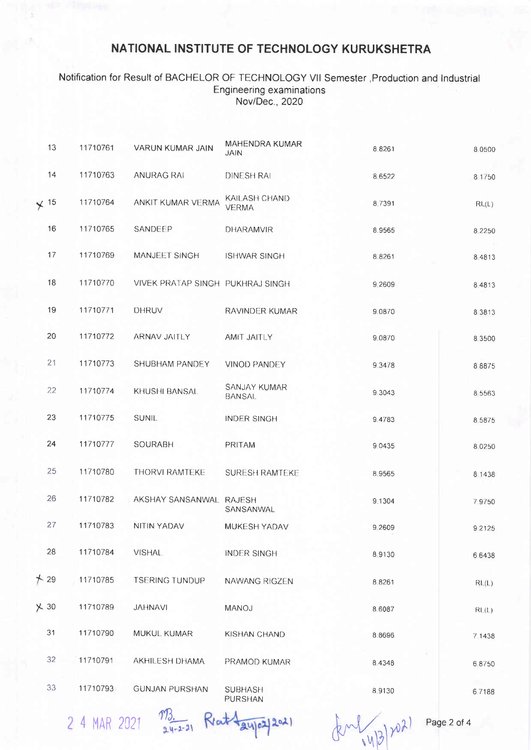# NATIONAL INSTITUTE OF TECHNOLOGY KURUKSHETRA

Notification for Result of BACHELOR OF TECHNOLOGY VII Semester ,Production and Industrial Engineering examinations Nov/Dec., 2020

| | | | | | |
|---|---|---|---|---|---|
| 13 | 11710761 | VARUN KUMAR JAIN | MAHENDRA KUMAR JAIN | 8.8261 | 8.0500 |
| 14 | 11710763 | ANURAG RAI | DINESH RAI | 8.6522 | 8.1750 |
| ✗ 15 | 11710764 | ANKIT KUMAR VERMA | KAILASH CHAND VERMA | 8.7391 | RL(L) |
| 16 | 11710765 | SANDEEP | DHARAMVIR | 8.9565 | 8.2250 |
| 17 | 11710769 | MANJEET SINGH | ISHWAR SINGH | 8.8261 | 8.4813 |
| 18 | 11710770 | VIVEK PRATAP SINGH | PUKHRAJ SINGH | 9.2609 | 8.4813 |
| 19 | 11710771 | DHRUV | RAVINDER KUMAR | 9.0870 | 8.3813 |
| 20 | 11710772 | ARNAV JAITLY | AMIT JAITLY | 9.0870 | 8.3500 |
| 21 | 11710773 | SHUBHAM PANDEY | VINOD PANDEY | 9.3478 | 8.8875 |
| 22 | 11710774 | KHUSHI BANSAL | SANJAY KUMAR BANSAL | 9.3043 | 8.5563 |
| 23 | 11710775 | SUNIL | INDER SINGH | 9.4783 | 8.5875 |
| 24 | 11710777 | SOURABH | PRITAM | 9.0435 | 8.0250 |
| 25 | 11710780 | THORVI RAMTEKE | SURESH RAMTEKE | 8.9565 | 8.1438 |
| 26 | 11710782 | AKSHAY SANSANWAL | RAJESH SANSANWAL | 9.1304 | 7.9750 |
| 27 | 11710783 | NITIN YADAV | MUKESH YADAV | 9.2609 | 9.2125 |
| 28 | 11710784 | VISHAL | INDER SINGH | 8.9130 | 6.6438 |
| ✗ 29 | 11710785 | TSERING TUNDUP | NAWANG RIGZEN | 8.8261 | RL(L) |
| ✗ 30 | 11710789 | JAHNAVI | MANOJ | 8.6087 | RL(L) |
| 31 | 11710790 | MUKUL KUMAR | KISHAN CHAND | 8.8696 | 7.1438 |
| 32 | 11710791 | AKHILESH DHAMA | PRAMOD KUMAR | 8.4348 | 6.8750 |
| 33 | 11710793 | GUNJAN PURSHAN | SUBHASH PURSHAN | 8.9130 | 6.7188 |

2 4 MAR 2021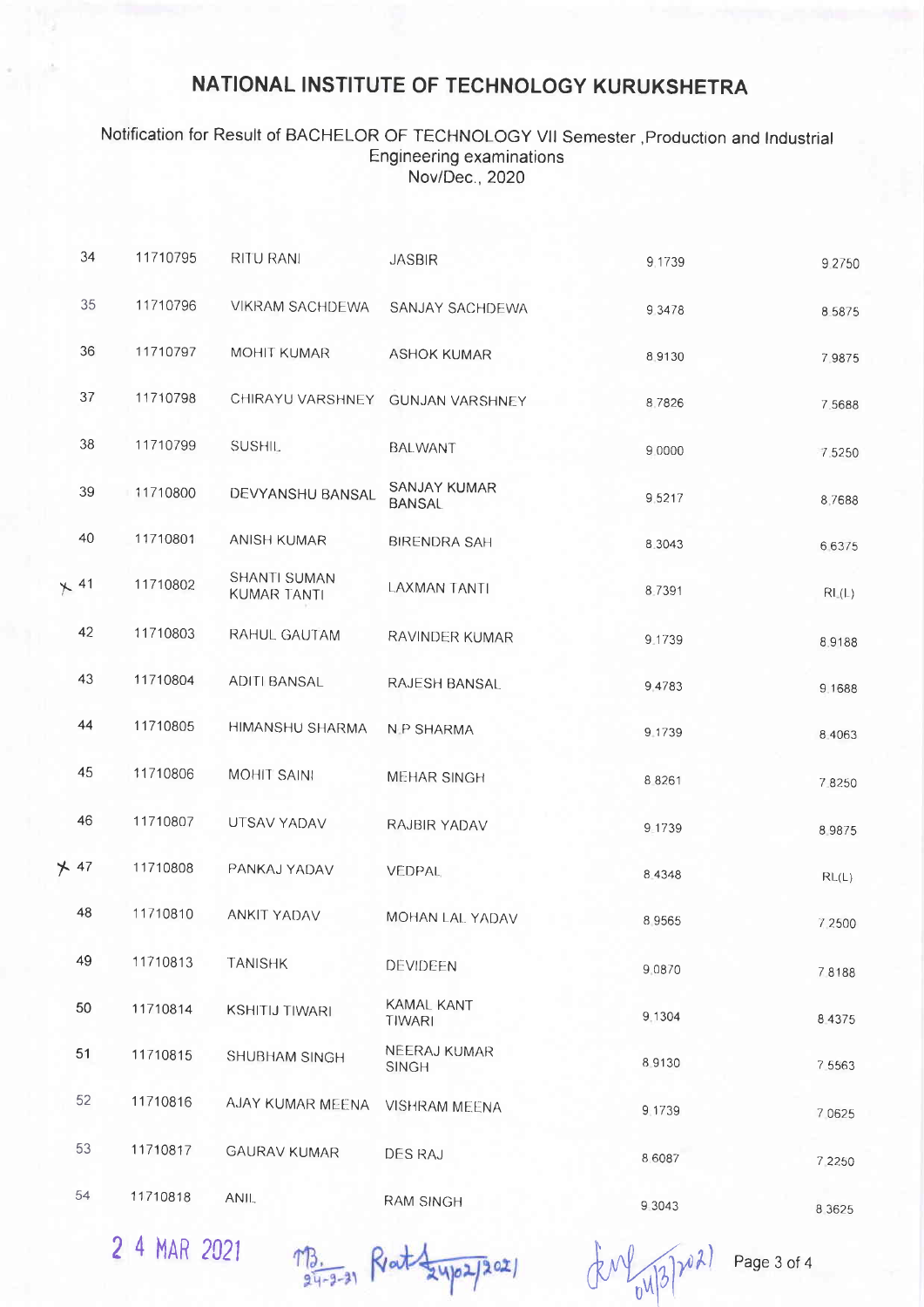# NATIONAL INSTITUTE OF TECHNOLOGY KURUKSHETRA

Notification for Result of BACHELOR OF TECHNOLOGY VII Semester ,Production and Industrial Engineering examinations
Nov/Dec., 2020

| | | | | | |
|---|---|---|---|---|---|
| 34 | 11710795 | RITU RANI | JASBIR | 9.1739 | 9.2750 |
| 35 | 11710796 | VIKRAM SACHDEWA | SANJAY SACHDEWA | 9.3478 | 8.5875 |
| 36 | 11710797 | MOHIT KUMAR | ASHOK KUMAR | 8.9130 | 7.9875 |
| 37 | 11710798 | CHIRAYU VARSHNEY | GUNJAN VARSHNEY | 8.7826 | 7.5688 |
| 38 | 11710799 | SUSHIL | BALWANT | 9.0000 | 7.5250 |
| 39 | 11710800 | DEVYANSHU BANSAL | SANJAY KUMAR BANSAL | 9.5217 | 8.7688 |
| 40 | 11710801 | ANISH KUMAR | BIRENDRA SAH | 8.3043 | 6.6375 |
| x 41 | 11710802 | SHANTI SUMAN KUMAR TANTI | LAXMAN TANTI | 8.7391 | RL(L) |
| 42 | 11710803 | RAHUL GAUTAM | RAVINDER KUMAR | 9.1739 | 8.9188 |
| 43 | 11710804 | ADITI BANSAL | RAJESH BANSAL | 9.4783 | 9.1688 |
| 44 | 11710805 | HIMANSHU SHARMA | N.P SHARMA | 9.1739 | 8.4063 |
| 45 | 11710806 | MOHIT SAINI | MEHAR SINGH | 8.8261 | 7.8250 |
| 46 | 11710807 | UTSAV YADAV | RAJBIR YADAV | 9.1739 | 8.9875 |
| x 47 | 11710808 | PANKAJ YADAV | VEDPAL | 8.4348 | RL(L) |
| 48 | 11710810 | ANKIT YADAV | MOHAN LAL YADAV | 8.9565 | 7.2500 |
| 49 | 11710813 | TANISHK | DEVIDEEN | 9.0870 | 7.8188 |
| 50 | 11710814 | KSHITIJ TIWARI | KAMAL KANT TIWARI | 9.1304 | 8.4375 |
| 51 | 11710815 | SHUBHAM SINGH | NEERAJ KUMAR SINGH | 8.9130 | 7.5563 |
| 52 | 11710816 | AJAY KUMAR MEENA | VISHRAM MEENA | 9.1739 | 7.0625 |
| 53 | 11710817 | GAURAV KUMAR | DES RAJ | 8.6087 | 7.2250 |
| 54 | 11710818 | ANIL | RAM SINGH | 9.3043 | 8.3625 |

24 MAR 2021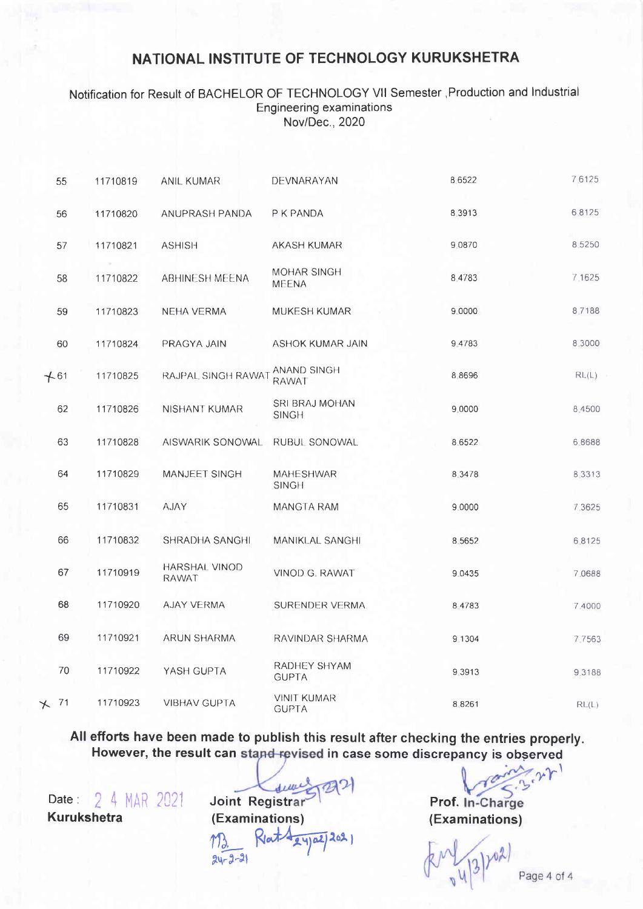# NATIONAL INSTITUTE OF TECHNOLOGY KURUKSHETRA

Notification for Result of BACHELOR OF TECHNOLOGY VII Semester ,Production and Industrial Engineering examinations
Nov/Dec., 2020

| | | | | | |
|---|---|---|---|---|---|
| 55 | 11710819 | ANIL KUMAR | DEVNARAYAN | 8.6522 | 7.6125 |
| 56 | 11710820 | ANUPRASH PANDA | P K PANDA | 8.3913 | 6.8125 |
| 57 | 11710821 | ASHISH | AKASH KUMAR | 9.0870 | 8.5250 |
| 58 | 11710822 | ABHINESH MEENA | MOHAR SINGH MEENA | 8.4783 | 7.1625 |
| 59 | 11710823 | NEHA VERMA | MUKESH KUMAR | 9.0000 | 8.7188 |
| 60 | 11710824 | PRAGYA JAIN | ASHOK KUMAR JAIN | 9.4783 | 8.3000 |
| 61 | 11710825 | RAJPAL SINGH RAWAT | ANAND SINGH RAWAT | 8.8696 | RL(L) |
| 62 | 11710826 | NISHANT KUMAR | SRI BRAJ MOHAN SINGH | 9.0000 | 8.4500 |
| 63 | 11710828 | AISWARIK SONOWAL | RUBUL SONOWAL | 8.6522 | 6.8688 |
| 64 | 11710829 | MANJEET SINGH | MAHESHWAR SINGH | 8.3478 | 8.3313 |
| 65 | 11710831 | AJAY | MANGTA RAM | 9.0000 | 7.3625 |
| 66 | 11710832 | SHRADHA SANGHI | MANIKLAL SANGHI | 8.5652 | 6.8125 |
| 67 | 11710919 | HARSHAL VINOD RAWAT | VINOD G. RAWAT | 9.0435 | 7.0688 |
| 68 | 11710920 | AJAY VERMA | SURENDER VERMA | 8.4783 | 7.4000 |
| 69 | 11710921 | ARUN SHARMA | RAVINDAR SHARMA | 9.1304 | 7.7563 |
| 70 | 11710922 | YASH GUPTA | RADHEY SHYAM GUPTA | 9.3913 | 9.3188 |
| 71 | 11710923 | VIBHAV GUPTA | VINIT KUMAR GUPTA | 8.8261 | RL(L) |

**All efforts have been made to publish this result after checking the entries properly. However, the result can stand revised in case some discrepancy is observed**

Date : 24 MAR 2021
**Kurukshetra**

**Joint Registrar (Examinations)**

**Prof. In-Charge (Examinations)**